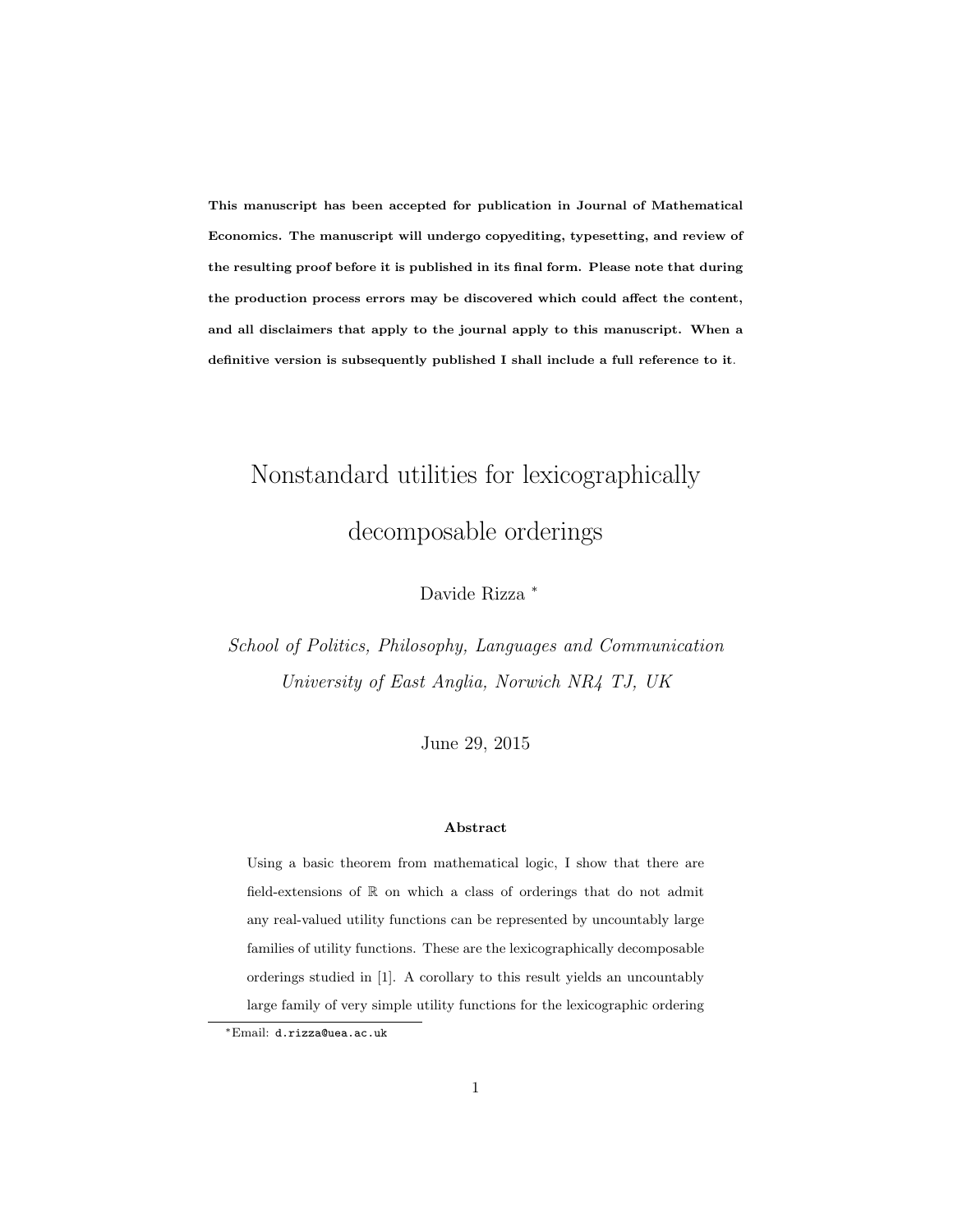**This manuscript has been accepted for publication in Journal of Mathematical Economics. The manuscript will undergo copyediting, typesetting, and review of the resulting proof before it is published in its final form. Please note that during the production process errors may be discovered which could affect the content, and all disclaimers that apply to the journal apply to this manuscript. When a definitive version is subsequently published I shall include a full reference to it.**

# Nonstandard utilities for lexicographically decomposable orderings

Davide Rizza *

*School of Politics, Philosophy, Languages and Communication*
*University of East Anglia, Norwich NR4 TJ, UK*

June 29, 2015

### Abstract

Using a basic theorem from mathematical logic, I show that there are field-extensions of $\mathbb{R}$ on which a class of orderings that do not admit any real-valued utility functions can be represented by uncountably large families of utility functions. These are the lexicographically decomposable orderings studied in [1]. A corollary to this result yields an uncountably large family of very simple utility functions for the lexicographic ordering

*Email: d.rizza@uea.ac.uk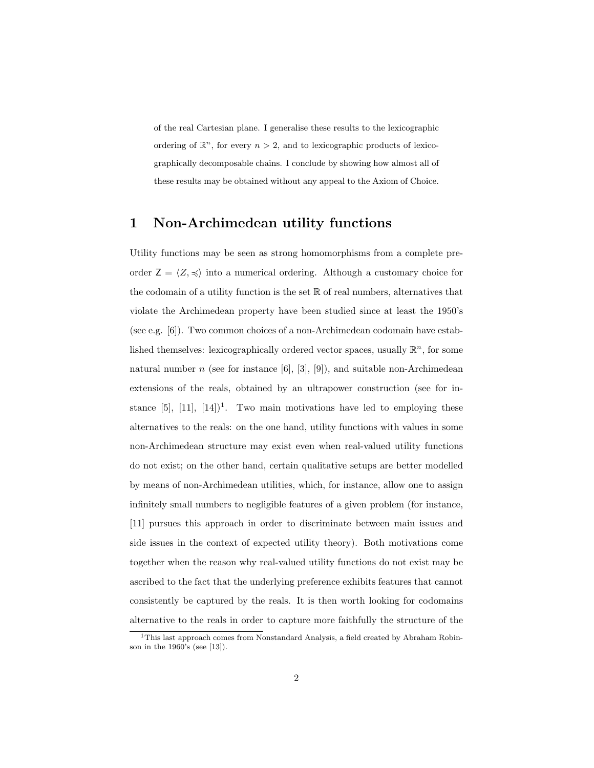of the real Cartesian plane. I generalise these results to the lexicographic ordering of $\mathbb{R}^n$, for every $n > 2$, and to lexicographic products of lexicographically decomposable chains. I conclude by showing how almost all of these results may be obtained without any appeal to the Axiom of Choice.

# 1 Non-Archimedean utility functions

Utility functions may be seen as strong homomorphisms from a complete preorder $\mathsf{Z} = \langle Z, \preccurlyeq \rangle$ into a numerical ordering. Although a customary choice for the codomain of a utility function is the set $\mathbb{R}$ of real numbers, alternatives that violate the Archimedean property have been studied since at least the 1950's (see e.g. [6]). Two common choices of a non-Archimedean codomain have established themselves: lexicographically ordered vector spaces, usually $\mathbb{R}^n$, for some natural number $n$ (see for instance [6], [3], [9]), and suitable non-Archimedean extensions of the reals, obtained by an ultrapower construction (see for instance [5], [11], [14])[1]. Two main motivations have led to employing these alternatives to the reals: on the one hand, utility functions with values in some non-Archimedean structure may exist even when real-valued utility functions do not exist; on the other hand, certain qualitative setups are better modelled by means of non-Archimedean utilities, which, for instance, allow one to assign infinitely small numbers to negligible features of a given problem (for instance, [11] pursues this approach in order to discriminate between main issues and side issues in the context of expected utility theory). Both motivations come together when the reason why real-valued utility functions do not exist may be ascribed to the fact that the underlying preference exhibits features that cannot consistently be captured by the reals. It is then worth looking for codomains alternative to the reals in order to capture more faithfully the structure of the

[1] This last approach comes from Nonstandard Analysis, a field created by Abraham Robinson in the 1960's (see [13]).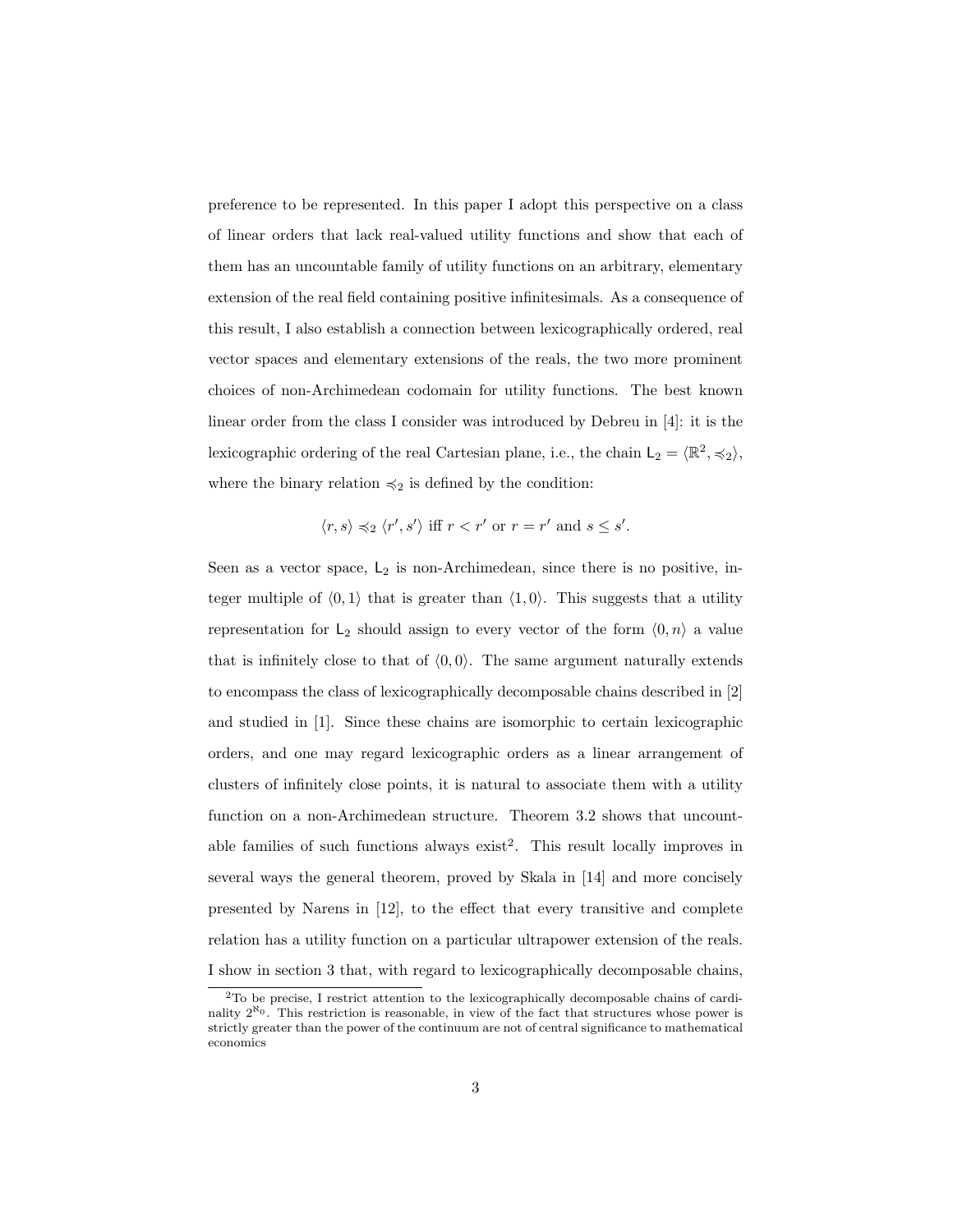preference to be represented. In this paper I adopt this perspective on a class of linear orders that lack real-valued utility functions and show that each of them has an uncountable family of utility functions on an arbitrary, elementary extension of the real field containing positive infinitesimals. As a consequence of this result, I also establish a connection between lexicographically ordered, real vector spaces and elementary extensions of the reals, the two more prominent choices of non-Archimedean codomain for utility functions. The best known linear order from the class I consider was introduced by Debreu in [4]: it is the lexicographic ordering of the real Cartesian plane, i.e., the chain $\mathsf{L}_2 = \langle \mathbb{R}^2, \preccurlyeq_2 \rangle$, where the binary relation $\preccurlyeq_2$ is defined by the condition:

$$\langle r, s \rangle \preccurlyeq_2 \langle r', s' \rangle \text{ iff } r < r' \text{ or } r = r' \text{ and } s \leq s'.$$

Seen as a vector space, $\mathsf{L}_2$ is non-Archimedean, since there is no positive, integer multiple of $\langle 0, 1 \rangle$ that is greater than $\langle 1, 0 \rangle$. This suggests that a utility representation for $\mathsf{L}_2$ should assign to every vector of the form $\langle 0, n \rangle$ a value that is infinitely close to that of $\langle 0, 0 \rangle$. The same argument naturally extends to encompass the class of lexicographically decomposable chains described in [2] and studied in [1]. Since these chains are isomorphic to certain lexicographic orders, and one may regard lexicographic orders as a linear arrangement of clusters of infinitely close points, it is natural to associate them with a utility function on a non-Archimedean structure. Theorem 3.2 shows that uncountable families of such functions always exist[2]. This result locally improves in several ways the general theorem, proved by Skala in [14] and more concisely presented by Narens in [12], to the effect that every transitive and complete relation has a utility function on a particular ultrapower extension of the reals. I show in section 3 that, with regard to lexicographically decomposable chains,

[2] To be precise, I restrict attention to the lexicographically decomposable chains of cardinality $2^{\aleph_0}$. This restriction is reasonable, in view of the fact that structures whose power is strictly greater than the power of the continuum are not of central significance to mathematical economics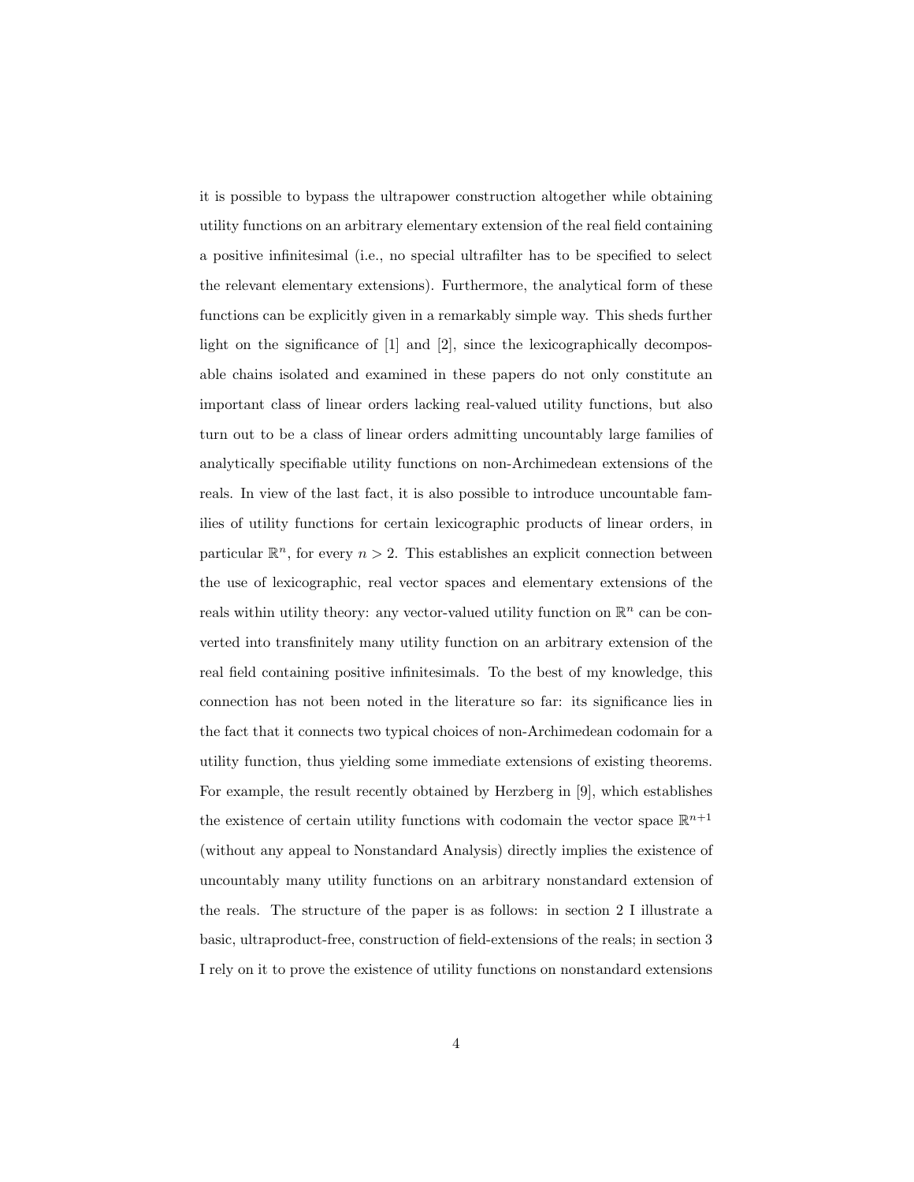it is possible to bypass the ultrapower construction altogether while obtaining utility functions on an arbitrary elementary extension of the real field containing a positive infinitesimal (i.e., no special ultrafilter has to be specified to select the relevant elementary extensions). Furthermore, the analytical form of these functions can be explicitly given in a remarkably simple way. This sheds further light on the significance of [1] and [2], since the lexicographically decomposable chains isolated and examined in these papers do not only constitute an important class of linear orders lacking real-valued utility functions, but also turn out to be a class of linear orders admitting uncountably large families of analytically specifiable utility functions on non-Archimedean extensions of the reals. In view of the last fact, it is also possible to introduce uncountable families of utility functions for certain lexicographic products of linear orders, in particular $\mathbb{R}^n$, for every $n > 2$. This establishes an explicit connection between the use of lexicographic, real vector spaces and elementary extensions of the reals within utility theory: any vector-valued utility function on $\mathbb{R}^n$ can be converted into transfinitely many utility function on an arbitrary extension of the real field containing positive infinitesimals. To the best of my knowledge, this connection has not been noted in the literature so far: its significance lies in the fact that it connects two typical choices of non-Archimedean codomain for a utility function, thus yielding some immediate extensions of existing theorems. For example, the result recently obtained by Herzberg in [9], which establishes the existence of certain utility functions with codomain the vector space $\mathbb{R}^{n+1}$ (without any appeal to Nonstandard Analysis) directly implies the existence of uncountably many utility functions on an arbitrary nonstandard extension of the reals. The structure of the paper is as follows: in section 2 I illustrate a basic, ultraproduct-free, construction of field-extensions of the reals; in section 3 I rely on it to prove the existence of utility functions on nonstandard extensions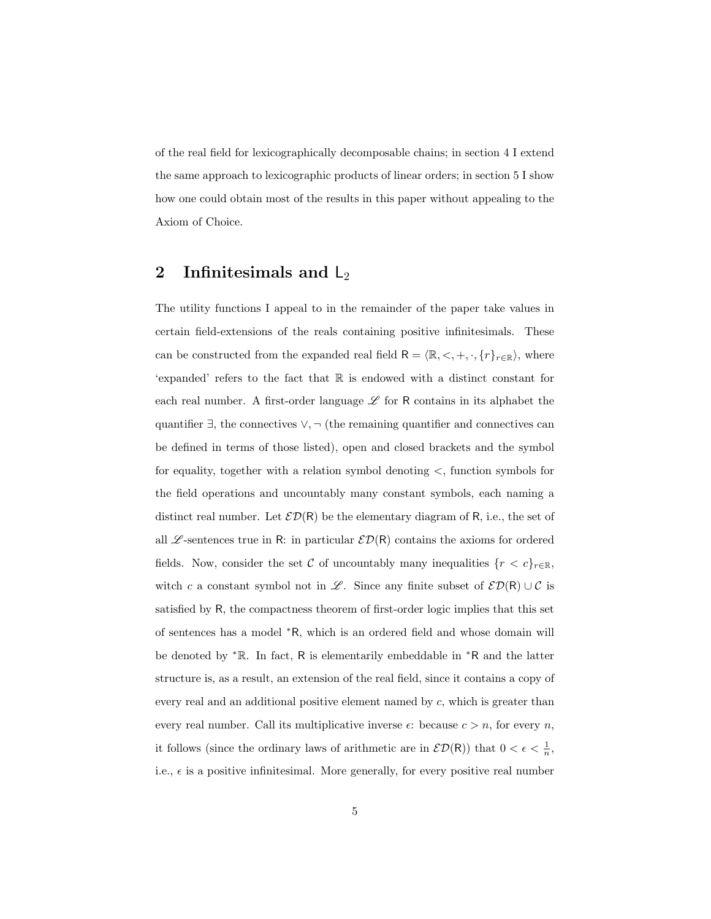of the real field for lexicographically decomposable chains; in section 4 I extend the same approach to lexicographic products of linear orders; in section 5 I show how one could obtain most of the results in this paper without appealing to the Axiom of Choice.

## 2 Infinitesimals and $\mathsf{L}_2$

The utility functions I appeal to in the remainder of the paper take values in certain field-extensions of the reals containing positive infinitesimals. These can be constructed from the expanded real field $\mathsf{R} = \langle \mathbb{R}, <, +, \cdot, \{r\}_{r \in \mathbb{R}} \rangle$, where 'expanded' refers to the fact that $\mathbb{R}$ is endowed with a distinct constant for each real number. A first-order language $\mathscr{L}$ for $\mathsf{R}$ contains in its alphabet the quantifier $\exists$, the connectives $\vee, \neg$ (the remaining quantifier and connectives can be defined in terms of those listed), open and closed brackets and the symbol for equality, together with a relation symbol denoting $<$, function symbols for the field operations and uncountably many constant symbols, each naming a distinct real number. Let $\mathcal{ED}(\mathsf{R})$ be the elementary diagram of $\mathsf{R}$, i.e., the set of all $\mathscr{L}$-sentences true in $\mathsf{R}$: in particular $\mathcal{ED}(\mathsf{R})$ contains the axioms for ordered fields. Now, consider the set $\mathcal{C}$ of uncountably many inequalities $\{r < c\}_{r \in \mathbb{R}}$, witch $c$ a constant symbol not in $\mathscr{L}$. Since any finite subset of $\mathcal{ED}(\mathsf{R}) \cup \mathcal{C}$ is satisfied by $\mathsf{R}$, the compactness theorem of first-order logic implies that this set of sentences has a model ${}^*\mathsf{R}$, which is an ordered field and whose domain will be denoted by ${}^*\mathbb{R}$. In fact, $\mathsf{R}$ is elementarily embeddable in ${}^*\mathsf{R}$ and the latter structure is, as a result, an extension of the real field, since it contains a copy of every real and an additional positive element named by $c$, which is greater than every real number. Call its multiplicative inverse $\epsilon$: because $c > n$, for every $n$, it follows (since the ordinary laws of arithmetic are in $\mathcal{ED}(\mathsf{R})$) that $0 < \epsilon < \frac{1}{n}$, i.e., $\epsilon$ is a positive infinitesimal. More generally, for every positive real number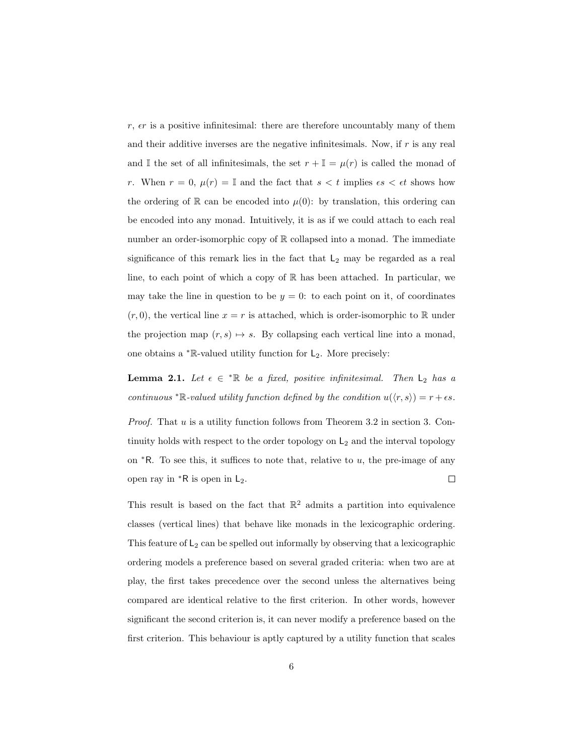$r$, $\epsilon r$ is a positive infinitesimal: there are therefore uncountably many of them and their additive inverses are the negative infinitesimals. Now, if $r$ is any real and $\mathbb{I}$ the set of all infinitesimals, the set $r + \mathbb{I} = \mu(r)$ is called the monad of $r$. When $r = 0$, $\mu(r) = \mathbb{I}$ and the fact that $s < t$ implies $\epsilon s < \epsilon t$ shows how the ordering of $\mathbb{R}$ can be encoded into $\mu(0)$: by translation, this ordering can be encoded into any monad. Intuitively, it is as if we could attach to each real number an order-isomorphic copy of $\mathbb{R}$ collapsed into a monad. The immediate significance of this remark lies in the fact that $\mathsf{L}_2$ may be regarded as a real line, to each point of which a copy of $\mathbb{R}$ has been attached. In particular, we may take the line in question to be $y = 0$: to each point on it, of coordinates $(r, 0)$, the vertical line $x = r$ is attached, which is order-isomorphic to $\mathbb{R}$ under the projection map $(r, s) \mapsto s$. By collapsing each vertical line into a monad, one obtains a ${}^*\mathbb{R}$-valued utility function for $\mathsf{L}_2$. More precisely:

**Lemma 2.1.** *Let $\epsilon \in {}^*\mathbb{R}$ be a fixed, positive infinitesimal. Then $\mathsf{L}_2$ has a continuous ${}^*\mathbb{R}$-valued utility function defined by the condition $u(\langle r, s \rangle) = r + \epsilon s$.*

*Proof.* That $u$ is a utility function follows from Theorem 3.2 in section 3. Continuity holds with respect to the order topology on $\mathsf{L}_2$ and the interval topology on ${}^*\mathsf{R}$. To see this, it suffices to note that, relative to $u$, the pre-image of any open ray in ${}^*\mathsf{R}$ is open in $\mathsf{L}_2$. $\square$

This result is based on the fact that $\mathbb{R}^2$ admits a partition into equivalence classes (vertical lines) that behave like monads in the lexicographic ordering. This feature of $\mathsf{L}_2$ can be spelled out informally by observing that a lexicographic ordering models a preference based on several graded criteria: when two are at play, the first takes precedence over the second unless the alternatives being compared are identical relative to the first criterion. In other words, however significant the second criterion is, it can never modify a preference based on the first criterion. This behaviour is aptly captured by a utility function that scales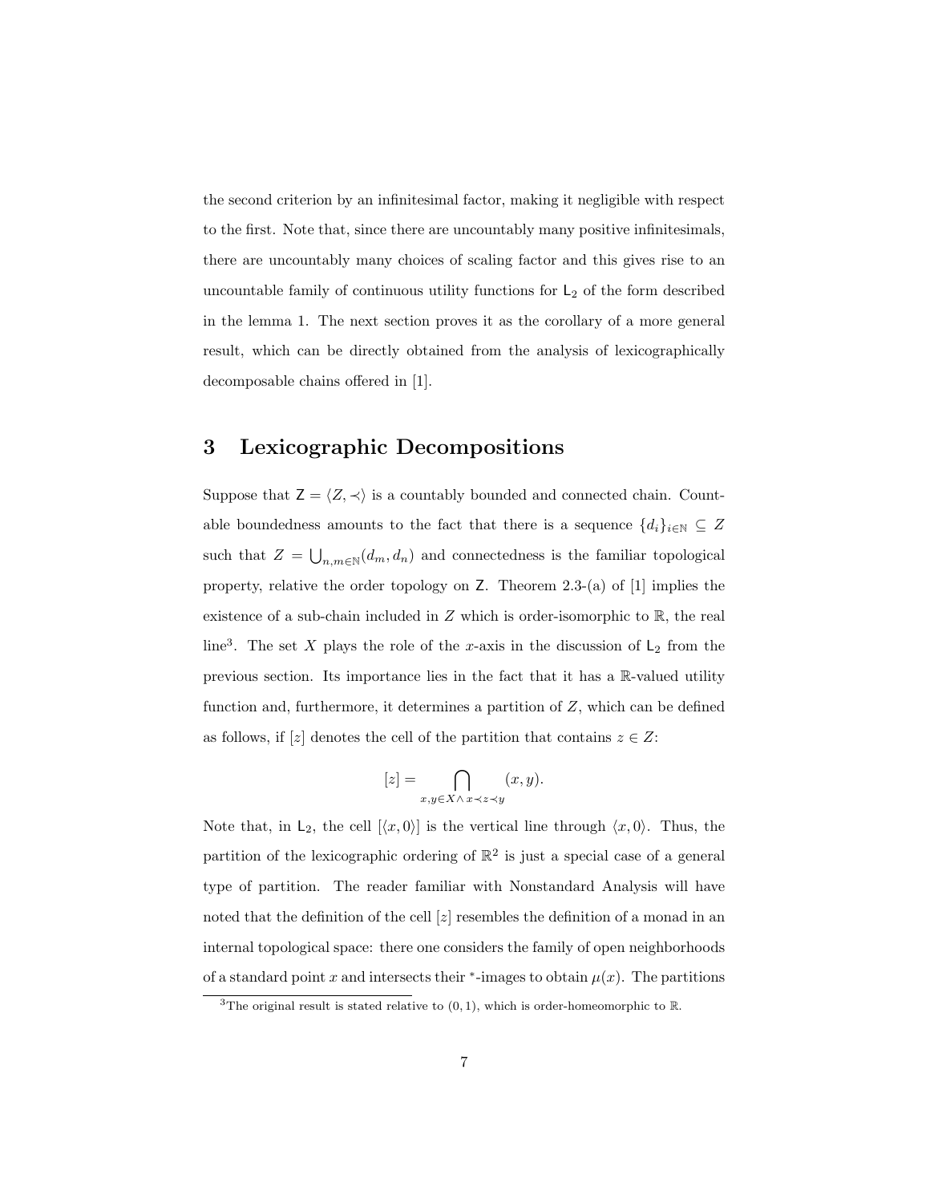the second criterion by an infinitesimal factor, making it negligible with respect to the first. Note that, since there are uncountably many positive infinitesimals, there are uncountably many choices of scaling factor and this gives rise to an uncountable family of continuous utility functions for $\mathsf{L}_2$ of the form described in the lemma 1. The next section proves it as the corollary of a more general result, which can be directly obtained from the analysis of lexicographically decomposable chains offered in [1].

## 3 Lexicographic Decompositions

Suppose that $\mathsf{Z} = \langle Z, \prec \rangle$ is a countably bounded and connected chain. Countable boundedness amounts to the fact that there is a sequence $\{d_i\}_{i \in \mathbb{N}} \subseteq Z$ such that $Z = \bigcup_{n,m \in \mathbb{N}} (d_m, d_n)$ and connectedness is the familiar topological property, relative the order topology on $\mathsf{Z}$. Theorem 2.3-(a) of [1] implies the existence of a sub-chain included in $Z$ which is order-isomorphic to $\mathbb{R}$, the real line[3]. The set $X$ plays the role of the $x$-axis in the discussion of $\mathsf{L}_2$ from the previous section. Its importance lies in the fact that it has a $\mathbb{R}$-valued utility function and, furthermore, it determines a partition of $Z$, which can be defined as follows, if $[z]$ denotes the cell of the partition that contains $z \in Z$:

$$[z] = \bigcap_{x,y \in X \wedge x \prec z \prec y} (x, y).$$

Note that, in $\mathsf{L}_2$, the cell $[\langle x, 0 \rangle]$ is the vertical line through $\langle x, 0 \rangle$. Thus, the partition of the lexicographic ordering of $\mathbb{R}^2$ is just a special case of a general type of partition. The reader familiar with Nonstandard Analysis will have noted that the definition of the cell $[z]$ resembles the definition of a monad in an internal topological space: there one considers the family of open neighborhoods of a standard point $x$ and intersects their $^*$-images to obtain $\mu(x)$. The partitions

[3] The original result is stated relative to $(0, 1)$, which is order-homeomorphic to $\mathbb{R}$.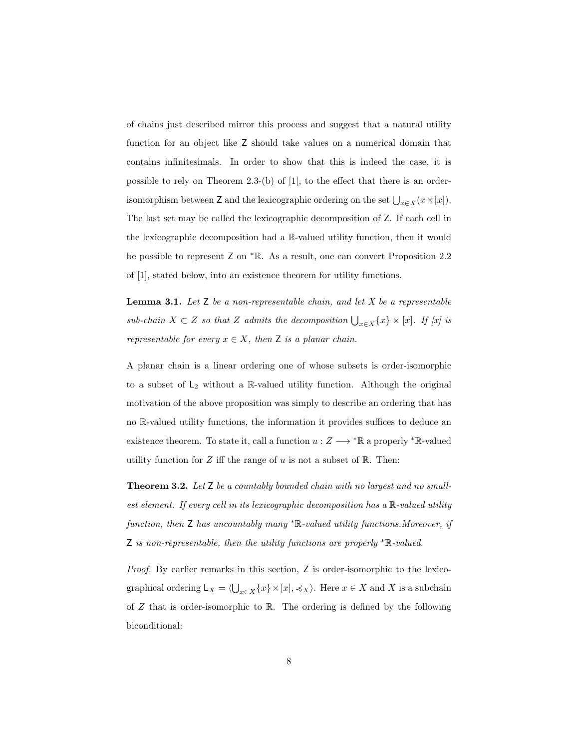of chains just described mirror this process and suggest that a natural utility function for an object like $\mathsf{Z}$ should take values on a numerical domain that contains infinitesimals. In order to show that this is indeed the case, it is possible to rely on Theorem 2.3-(b) of [1], to the effect that there is an order-isomorphism between $\mathsf{Z}$ and the lexicographic ordering on the set $\bigcup_{x\in X}(x\times[x])$. The last set may be called the lexicographic decomposition of $\mathsf{Z}$. If each cell in the lexicographic decomposition had a $\mathbb{R}$-valued utility function, then it would be possible to represent $\mathsf{Z}$ on ${}^*\mathbb{R}$. As a result, one can convert Proposition 2.2 of [1], stated below, into an existence theorem for utility functions.

**Lemma 3.1.** *Let* $\mathsf{Z}$ *be a non-representable chain, and let* $X$ *be a representable sub-chain* $X \subset Z$ *so that* $Z$ *admits the decomposition* $\bigcup_{x\in X}\{x\}\times[x]$*. If [x] is representable for every* $x \in X$*, then* $\mathsf{Z}$ *is a planar chain.*

A planar chain is a linear ordering one of whose subsets is order-isomorphic to a subset of $\mathsf{L}_2$ without a $\mathbb{R}$-valued utility function. Although the original motivation of the above proposition was simply to describe an ordering that has no $\mathbb{R}$-valued utility functions, the information it provides suffices to deduce an existence theorem. To state it, call a function $u : Z \longrightarrow {}^*\mathbb{R}$ a properly ${}^*\mathbb{R}$-valued utility function for $Z$ iff the range of $u$ is not a subset of $\mathbb{R}$. Then:

**Theorem 3.2.** *Let* $\mathsf{Z}$ *be a countably bounded chain with no largest and no smallest element. If every cell in its lexicographic decomposition has a* $\mathbb{R}$*-valued utility function, then* $\mathsf{Z}$ *has uncountably many* ${}^*\mathbb{R}$*-valued utility functions.Moreover, if* $\mathsf{Z}$ *is non-representable, then the utility functions are properly* ${}^*\mathbb{R}$*-valued.*

*Proof.* By earlier remarks in this section, $\mathsf{Z}$ is order-isomorphic to the lexicographical ordering $\mathsf{L}_X = \langle \bigcup_{x\in X}\{x\}\times[x], \preccurlyeq_X\rangle$. Here $x \in X$ and $X$ is a subchain of $Z$ that is order-isomorphic to $\mathbb{R}$. The ordering is defined by the following biconditional: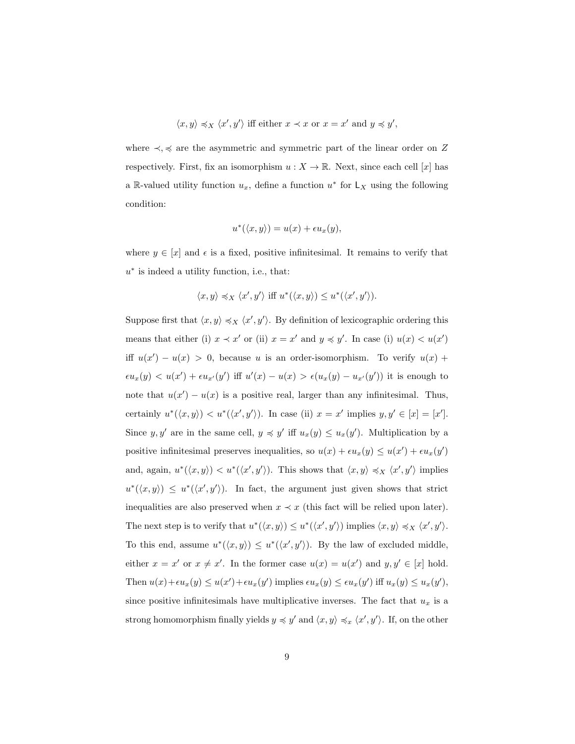$$\langle x, y\rangle \preccurlyeq_X \langle x', y'\rangle \text{ iff either } x \prec x \text{ or } x = x' \text{ and } y \preccurlyeq y',$$

where $\prec, \preccurlyeq$ are the asymmetric and symmetric part of the linear order on $Z$ respectively. First, fix an isomorphism $u : X \to \mathbb{R}$. Next, since each cell $[x]$ has a $\mathbb{R}$-valued utility function $u_x$, define a function $u^*$ for $\mathsf{L}_X$ using the following condition:

$$u^*(\langle x, y\rangle) = u(x) + \epsilon u_x(y),$$

where $y \in [x]$ and $\epsilon$ is a fixed, positive infinitesimal. It remains to verify that $u^*$ is indeed a utility function, i.e., that:

$$\langle x, y\rangle \preccurlyeq_X \langle x', y'\rangle \text{ iff } u^*(\langle x, y\rangle) \leq u^*(\langle x', y'\rangle).$$

Suppose first that $\langle x, y\rangle \preccurlyeq_X \langle x', y'\rangle$. By definition of lexicographic ordering this means that either (i) $x \prec x'$ or (ii) $x = x'$ and $y \preccurlyeq y'$. In case (i) $u(x) < u(x')$ iff $u(x') - u(x) > 0$, because $u$ is an order-isomorphism. To verify $u(x) + \epsilon u_x(y) < u(x') + \epsilon u_{x'}(y')$ iff $u'(x) - u(x) > \epsilon(u_x(y) - u_{x'}(y'))$ it is enough to note that $u(x') - u(x)$ is a positive real, larger than any infinitesimal. Thus, certainly $u^*(\langle x, y\rangle) < u^*(\langle x', y'\rangle)$. In case (ii) $x = x'$ implies $y, y' \in [x] = [x']$. Since $y, y'$ are in the same cell, $y \preccurlyeq y'$ iff $u_x(y) \leq u_x(y')$. Multiplication by a positive infinitesimal preserves inequalities, so $u(x) + \epsilon u_x(y) \leq u(x') + \epsilon u_x(y')$ and, again, $u^*(\langle x, y\rangle) < u^*(\langle x', y'\rangle)$. This shows that $\langle x, y\rangle \preccurlyeq_X \langle x', y'\rangle$ implies $u^*(\langle x, y\rangle) \leq u^*(\langle x', y'\rangle)$. In fact, the argument just given shows that strict inequalities are also preserved when $x \prec x$ (this fact will be relied upon later). The next step is to verify that $u^*(\langle x, y\rangle) \leq u^*(\langle x', y'\rangle)$ implies $\langle x, y\rangle \preccurlyeq_X \langle x', y'\rangle$. To this end, assume $u^*(\langle x, y\rangle) \leq u^*(\langle x', y'\rangle)$. By the law of excluded middle, either $x = x'$ or $x \neq x'$. In the former case $u(x) = u(x')$ and $y, y' \in [x]$ hold. Then $u(x) + \epsilon u_x(y) \leq u(x') + \epsilon u_x(y')$ implies $\epsilon u_x(y) \leq \epsilon u_x(y')$ iff $u_x(y) \leq u_x(y')$, since positive infinitesimals have multiplicative inverses. The fact that $u_x$ is a strong homomorphism finally yields $y \preccurlyeq y'$ and $\langle x, y\rangle \preccurlyeq_x \langle x', y'\rangle$. If, on the other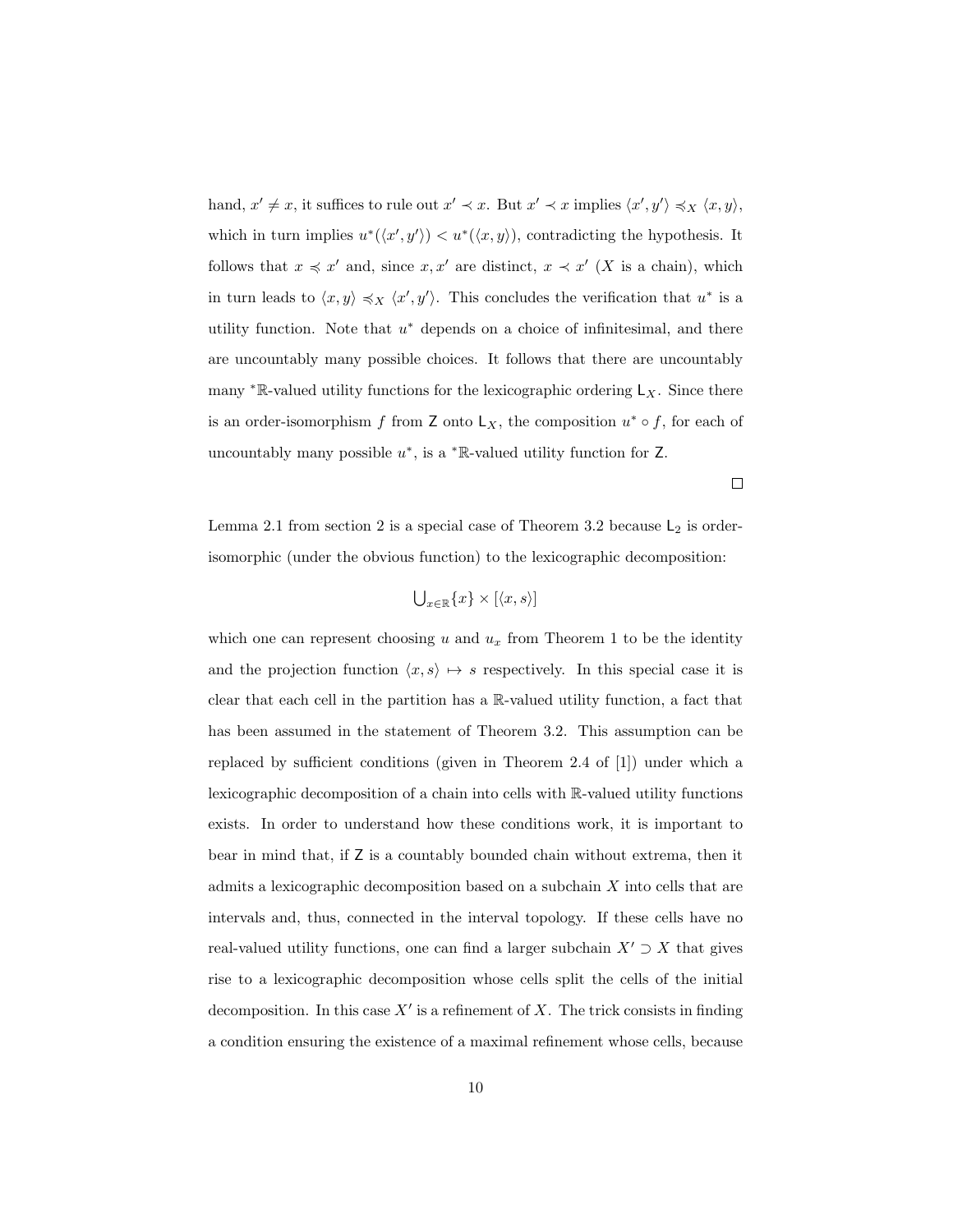hand, $x' \neq x$, it suffices to rule out $x' \prec x$. But $x' \prec x$ implies $\langle x', y' \rangle \preccurlyeq_X \langle x, y \rangle$, which in turn implies $u^*(\langle x', y' \rangle) < u^*(\langle x, y \rangle)$, contradicting the hypothesis. It follows that $x \preccurlyeq x'$ and, since $x, x'$ are distinct, $x \prec x'$ ($X$ is a chain), which in turn leads to $\langle x, y \rangle \preccurlyeq_X \langle x', y' \rangle$. This concludes the verification that $u^*$ is a utility function. Note that $u^*$ depends on a choice of infinitesimal, and there are uncountably many possible choices. It follows that there are uncountably many ${}^*\mathbb{R}$-valued utility functions for the lexicographic ordering $\mathsf{L}_X$. Since there is an order-isomorphism $f$ from $\mathsf{Z}$ onto $\mathsf{L}_X$, the composition $u^* \circ f$, for each of uncountably many possible $u^*$, is a ${}^*\mathbb{R}$-valued utility function for $\mathsf{Z}$.

□

Lemma 2.1 from section 2 is a special case of Theorem 3.2 because $\mathsf{L}_2$ is order-isomorphic (under the obvious function) to the lexicographic decomposition:

$$\textstyle\bigcup_{x \in \mathbb{R}} \{x\} \times [\langle x, s \rangle]$$

which one can represent choosing $u$ and $u_x$ from Theorem 1 to be the identity and the projection function $\langle x, s \rangle \mapsto s$ respectively. In this special case it is clear that each cell in the partition has a $\mathbb{R}$-valued utility function, a fact that has been assumed in the statement of Theorem 3.2. This assumption can be replaced by sufficient conditions (given in Theorem 2.4 of [1]) under which a lexicographic decomposition of a chain into cells with $\mathbb{R}$-valued utility functions exists. In order to understand how these conditions work, it is important to bear in mind that, if $\mathsf{Z}$ is a countably bounded chain without extrema, then it admits a lexicographic decomposition based on a subchain $X$ into cells that are intervals and, thus, connected in the interval topology. If these cells have no real-valued utility functions, one can find a larger subchain $X' \supset X$ that gives rise to a lexicographic decomposition whose cells split the cells of the initial decomposition. In this case $X'$ is a refinement of $X$. The trick consists in finding a condition ensuring the existence of a maximal refinement whose cells, because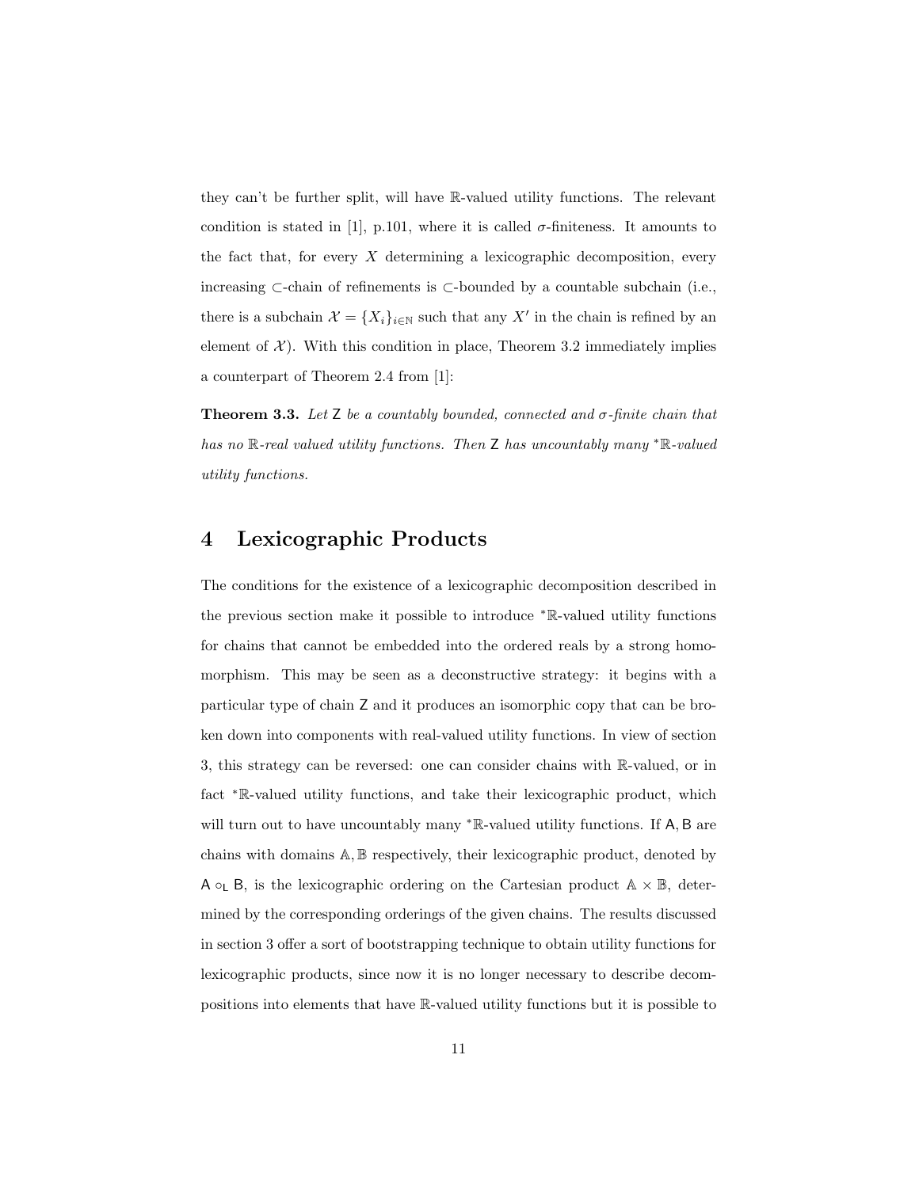they can't be further split, will have $\mathbb{R}$-valued utility functions. The relevant condition is stated in [1], p.101, where it is called $\sigma$-finiteness. It amounts to the fact that, for every $X$ determining a lexicographic decomposition, every increasing $\subset$-chain of refinements is $\subset$-bounded by a countable subchain (i.e., there is a subchain $\mathcal{X} = \{X_i\}_{i \in \mathbb{N}}$ such that any $X'$ in the chain is refined by an element of $\mathcal{X}$). With this condition in place, Theorem 3.2 immediately implies a counterpart of Theorem 2.4 from [1]:

**Theorem 3.3.** *Let $\mathsf{Z}$ be a countably bounded, connected and $\sigma$-finite chain that has no $\mathbb{R}$-real valued utility functions. Then $\mathsf{Z}$ has uncountably many ${}^*\mathbb{R}$-valued utility functions.*

# 4 Lexicographic Products

The conditions for the existence of a lexicographic decomposition described in the previous section make it possible to introduce ${}^*\mathbb{R}$-valued utility functions for chains that cannot be embedded into the ordered reals by a strong homomorphism. This may be seen as a deconstructive strategy: it begins with a particular type of chain $\mathsf{Z}$ and it produces an isomorphic copy that can be broken down into components with real-valued utility functions. In view of section 3, this strategy can be reversed: one can consider chains with $\mathbb{R}$-valued, or in fact ${}^*\mathbb{R}$-valued utility functions, and take their lexicographic product, which will turn out to have uncountably many ${}^*\mathbb{R}$-valued utility functions. If $\mathsf{A}, \mathsf{B}$ are chains with domains $\mathbb{A}, \mathbb{B}$ respectively, their lexicographic product, denoted by $\mathsf{A} \circ_{\mathsf{L}} \mathsf{B}$, is the lexicographic ordering on the Cartesian product $\mathbb{A} \times \mathbb{B}$, determined by the corresponding orderings of the given chains. The results discussed in section 3 offer a sort of bootstrapping technique to obtain utility functions for lexicographic products, since now it is no longer necessary to describe decompositions into elements that have $\mathbb{R}$-valued utility functions but it is possible to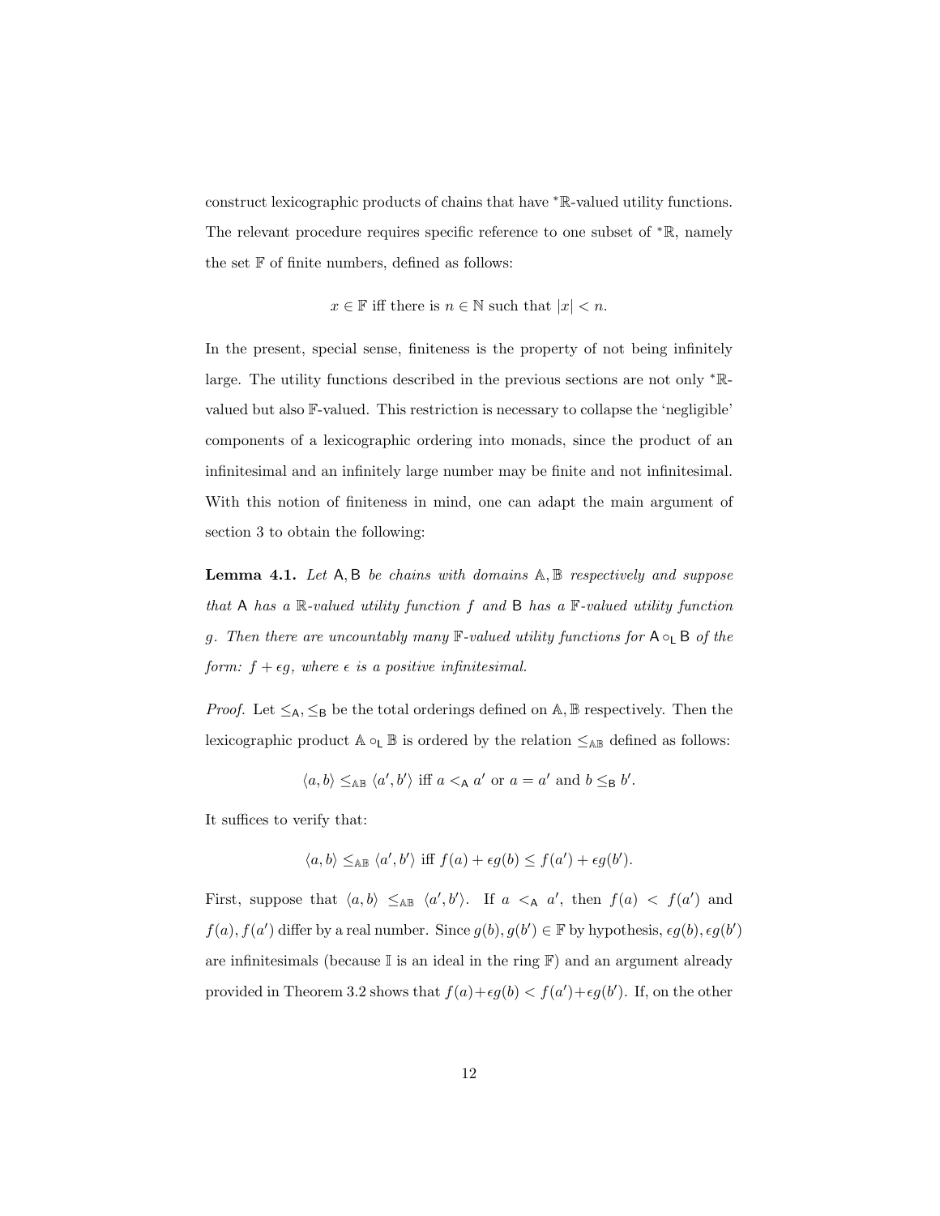construct lexicographic products of chains that have ${}^*\mathbb{R}$-valued utility functions. The relevant procedure requires specific reference to one subset of ${}^*\mathbb{R}$, namely the set $\mathbb{F}$ of finite numbers, defined as follows:

$$x \in \mathbb{F} \text{ iff there is } n \in \mathbb{N} \text{ such that } |x| < n.$$

In the present, special sense, finiteness is the property of not being infinitely large. The utility functions described in the previous sections are not only ${}^*\mathbb{R}$-valued but also $\mathbb{F}$-valued. This restriction is necessary to collapse the 'negligible' components of a lexicographic ordering into monads, since the product of an infinitesimal and an infinitely large number may be finite and not infinitesimal. With this notion of finiteness in mind, one can adapt the main argument of section 3 to obtain the following:

**Lemma 4.1.** *Let* $\mathsf{A}, \mathsf{B}$ *be chains with domains* $\mathbb{A}, \mathbb{B}$ *respectively and suppose that* $\mathsf{A}$ *has a* $\mathbb{R}$*-valued utility function* $f$ *and* $\mathsf{B}$ *has a* $\mathbb{F}$*-valued utility function* $g$*. Then there are uncountably many* $\mathbb{F}$*-valued utility functions for* $\mathsf{A} \circ_{\mathsf{L}} \mathsf{B}$ *of the form:* $f + \epsilon g$*, where* $\epsilon$ *is a positive infinitesimal.*

*Proof.* Let $\leq_{\mathsf{A}}, \leq_{\mathsf{B}}$ be the total orderings defined on $\mathbb{A}, \mathbb{B}$ respectively. Then the lexicographic product $\mathbb{A} \circ_{\mathsf{L}} \mathbb{B}$ is ordered by the relation $\leq_{\mathbb{AB}}$ defined as follows:

$$\langle a, b \rangle \leq_{\mathbb{AB}} \langle a', b' \rangle \text{ iff } a <_{\mathsf{A}} a' \text{ or } a = a' \text{ and } b \leq_{\mathsf{B}} b'.$$

It suffices to verify that:

$$\langle a, b \rangle \leq_{\mathbb{AB}} \langle a', b' \rangle \text{ iff } f(a) + \epsilon g(b) \leq f(a') + \epsilon g(b').$$

First, suppose that $\langle a, b \rangle \leq_{\mathbb{AB}} \langle a', b' \rangle$. If $a <_{\mathsf{A}} a'$, then $f(a) < f(a')$ and $f(a), f(a')$ differ by a real number. Since $g(b), g(b') \in \mathbb{F}$ by hypothesis, $\epsilon g(b), \epsilon g(b')$ are infinitesimals (because $\mathbb{I}$ is an ideal in the ring $\mathbb{F}$) and an argument already provided in Theorem 3.2 shows that $f(a) + \epsilon g(b) < f(a') + \epsilon g(b')$. If, on the other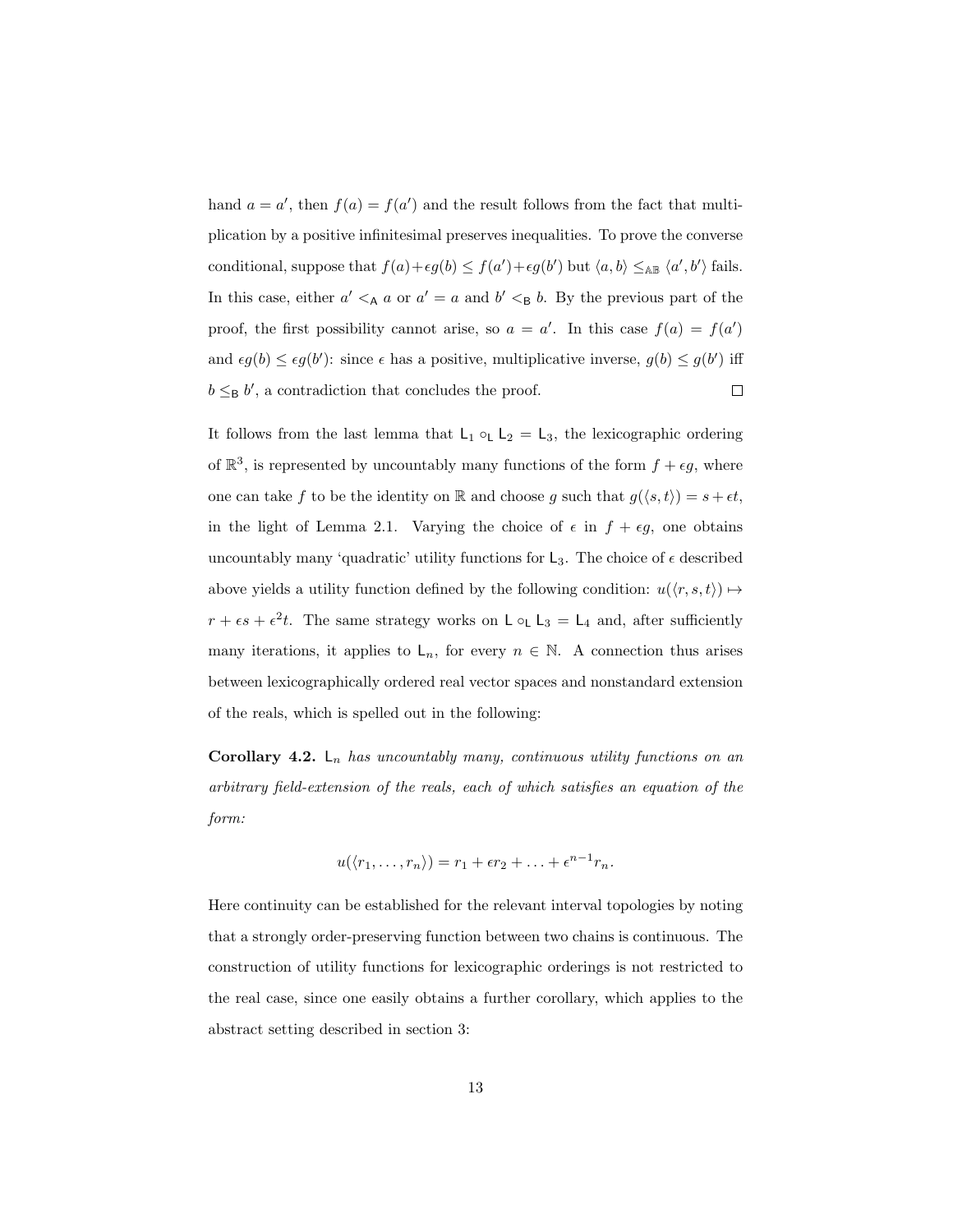hand $a = a'$, then $f(a) = f(a')$ and the result follows from the fact that multiplication by a positive infinitesimal preserves inequalities. To prove the converse conditional, suppose that $f(a)+\epsilon g(b) \leq f(a')+\epsilon g(b')$ but $\langle a, b\rangle \leq_{\mathbb{AB}} \langle a', b'\rangle$ fails. In this case, either $a' <_{\mathsf{A}} a$ or $a' = a$ and $b' <_{\mathsf{B}} b$. By the previous part of the proof, the first possibility cannot arise, so $a = a'$. In this case $f(a) = f(a')$ and $\epsilon g(b) \leq \epsilon g(b')$: since $\epsilon$ has a positive, multiplicative inverse, $g(b) \leq g(b')$ iff $b \leq_{\mathsf{B}} b'$, a contradiction that concludes the proof. □

It follows from the last lemma that $\mathsf{L}_1 \circ_{\mathsf{L}} \mathsf{L}_2 = \mathsf{L}_3$, the lexicographic ordering of $\mathbb{R}^3$, is represented by uncountably many functions of the form $f + \epsilon g$, where one can take $f$ to be the identity on $\mathbb{R}$ and choose $g$ such that $g(\langle s, t\rangle) = s + \epsilon t$, in the light of Lemma 2.1. Varying the choice of $\epsilon$ in $f + \epsilon g$, one obtains uncountably many 'quadratic' utility functions for $\mathsf{L}_3$. The choice of $\epsilon$ described above yields a utility function defined by the following condition: $u(\langle r, s, t\rangle) \mapsto r + \epsilon s + \epsilon^2 t$. The same strategy works on $\mathsf{L} \circ_{\mathsf{L}} \mathsf{L}_3 = \mathsf{L}_4$ and, after sufficiently many iterations, it applies to $\mathsf{L}_n$, for every $n \in \mathbb{N}$. A connection thus arises between lexicographically ordered real vector spaces and nonstandard extension of the reals, which is spelled out in the following:

**Corollary 4.2.** *$\mathsf{L}_n$ has uncountably many, continuous utility functions on an arbitrary field-extension of the reals, each of which satisfies an equation of the form:*

$$u(\langle r_1, \ldots, r_n\rangle) = r_1 + \epsilon r_2 + \ldots + \epsilon^{n-1} r_n.$$

Here continuity can be established for the relevant interval topologies by noting that a strongly order-preserving function between two chains is continuous. The construction of utility functions for lexicographic orderings is not restricted to the real case, since one easily obtains a further corollary, which applies to the abstract setting described in section 3: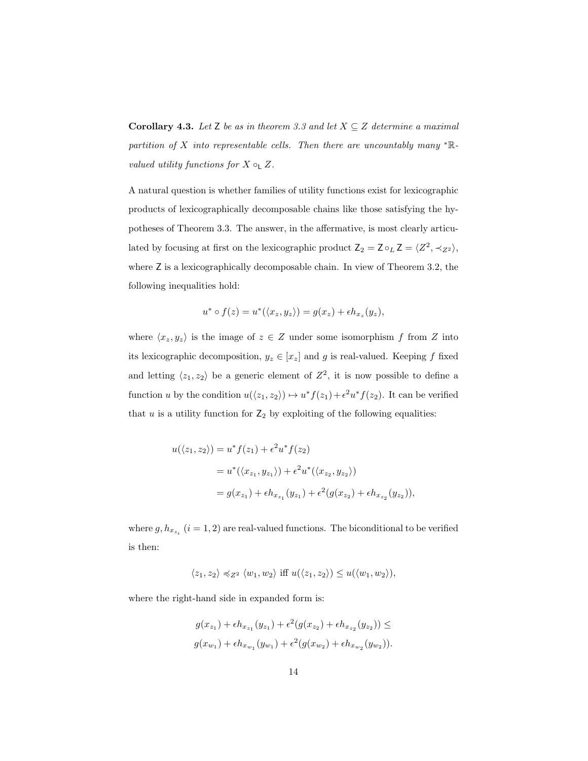**Corollary 4.3.** *Let $\mathsf{Z}$ be as in theorem 3.3 and let $X \subseteq Z$ determine a maximal partition of $X$ into representable cells. Then there are uncountably many ${}^*\mathbb{R}$-valued utility functions for $X \circ_{\mathsf{L}} Z$.*

A natural question is whether families of utility functions exist for lexicographic products of lexicographically decomposable chains like those satisfying the hypotheses of Theorem 3.3. The answer, in the affermative, is most clearly articulated by focusing at first on the lexicographic product $\mathsf{Z}_2 = \mathsf{Z} \circ_L \mathsf{Z} = \langle Z^2, \prec_{Z^2} \rangle$, where $\mathsf{Z}$ is a lexicographically decomposable chain. In view of Theorem 3.2, the following inequalities hold:

$$u^* \circ f(z) = u^*(\langle x_z, y_z \rangle) = g(x_z) + \epsilon h_{x_z}(y_z),$$

where $\langle x_z, y_z \rangle$ is the image of $z \in Z$ under some isomorphism $f$ from $Z$ into its lexicographic decomposition, $y_z \in [x_z]$ and $g$ is real-valued. Keeping $f$ fixed and letting $\langle z_1, z_2 \rangle$ be a generic element of $Z^2$, it is now possible to define a function $u$ by the condition $u(\langle z_1, z_2 \rangle) \mapsto u^* f(z_1) + \epsilon^2 u^* f(z_2)$. It can be verified that $u$ is a utility function for $\mathsf{Z}_2$ by exploiting of the following equalities:

$$\begin{aligned}
u(\langle z_1, z_2 \rangle) &= u^* f(z_1) + \epsilon^2 u^* f(z_2) \\
&= u^*(\langle x_{z_1}, y_{z_1} \rangle) + \epsilon^2 u^*(\langle x_{z_2}, y_{z_2} \rangle) \\
&= g(x_{z_1}) + \epsilon h_{x_{z_1}}(y_{z_1}) + \epsilon^2 (g(x_{z_2}) + \epsilon h_{x_{z_2}}(y_{z_2})),
\end{aligned}$$

where $g, h_{x_{z_i}}$ $(i = 1, 2)$ are real-valued functions. The biconditional to be verified is then:

$$\langle z_1, z_2 \rangle \preccurlyeq_{Z^2} \langle w_1, w_2 \rangle \text{ iff } u(\langle z_1, z_2 \rangle) \leq u(\langle w_1, w_2 \rangle),$$

where the right-hand side in expanded form is:

$$\begin{aligned}
&g(x_{z_1}) + \epsilon h_{x_{z_1}}(y_{z_1}) + \epsilon^2 (g(x_{z_2}) + \epsilon h_{x_{z_2}}(y_{z_2})) \leq \\
&g(x_{w_1}) + \epsilon h_{x_{w_1}}(y_{w_1}) + \epsilon^2 (g(x_{w_2}) + \epsilon h_{x_{w_2}}(y_{w_2})).
\end{aligned}$$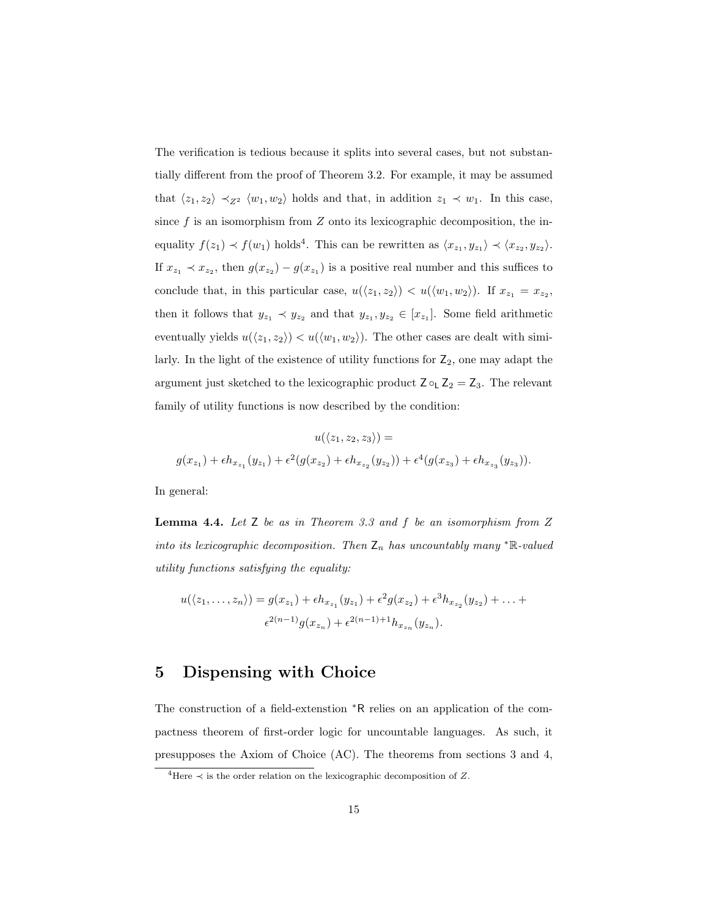The verification is tedious because it splits into several cases, but not substantially different from the proof of Theorem 3.2. For example, it may be assumed that $\langle z_1, z_2\rangle \prec_{Z^2} \langle w_1, w_2\rangle$ holds and that, in addition $z_1 \prec w_1$. In this case, since $f$ is an isomorphism from $Z$ onto its lexicographic decomposition, the inequality $f(z_1) \prec f(w_1)$ holds[4]. This can be rewritten as $\langle x_{z_1}, y_{z_1}\rangle \prec \langle x_{z_2}, y_{z_2}\rangle$. If $x_{z_1} \prec x_{z_2}$, then $g(x_{z_2}) - g(x_{z_1})$ is a positive real number and this suffices to conclude that, in this particular case, $u(\langle z_1, z_2\rangle) < u(\langle w_1, w_2\rangle)$. If $x_{z_1} = x_{z_2}$, then it follows that $y_{z_1} \prec y_{z_2}$ and that $y_{z_1}, y_{z_2} \in [x_{z_1}]$. Some field arithmetic eventually yields $u(\langle z_1, z_2\rangle) < u(\langle w_1, w_2\rangle)$. The other cases are dealt with similarly. In the light of the existence of utility functions for $\mathsf{Z}_2$, one may adapt the argument just sketched to the lexicographic product $\mathsf{Z} \circ_{\mathsf{L}} \mathsf{Z}_2 = \mathsf{Z}_3$. The relevant family of utility functions is now described by the condition:

$$u(\langle z_1, z_2, z_3\rangle) =$$

$$g(x_{z_1}) + \epsilon h_{x_{z_1}}(y_{z_1}) + \epsilon^2(g(x_{z_2}) + \epsilon h_{x_{z_2}}(y_{z_2})) + \epsilon^4(g(x_{z_3}) + \epsilon h_{x_{z_3}}(y_{z_3})).$$

In general:

**Lemma 4.4.** *Let* $\mathsf{Z}$ *be as in Theorem 3.3 and* $f$ *be an isomorphism from* $Z$ *into its lexicographic decomposition. Then* $\mathsf{Z}_n$ *has uncountably many* ${}^*\mathbb{R}$*-valued utility functions satisfying the equality:*

$$u(\langle z_1, \dots, z_n\rangle) = g(x_{z_1}) + \epsilon h_{x_{z_1}}(y_{z_1}) + \epsilon^2 g(x_{z_2}) + \epsilon^3 h_{x_{z_2}}(y_{z_2}) + \dots + \epsilon^{2(n-1)} g(x_{z_n}) + \epsilon^{2(n-1)+1} h_{x_{z_n}}(y_{z_n}).$$

## 5 Dispensing with Choice

The construction of a field-extenstion ${}^*\mathsf{R}$ relies on an application of the compactness theorem of first-order logic for uncountable languages. As such, it presupposes the Axiom of Choice (AC). The theorems from sections 3 and 4,

[4] Here $\prec$ is the order relation on the lexicographic decomposition of $Z$.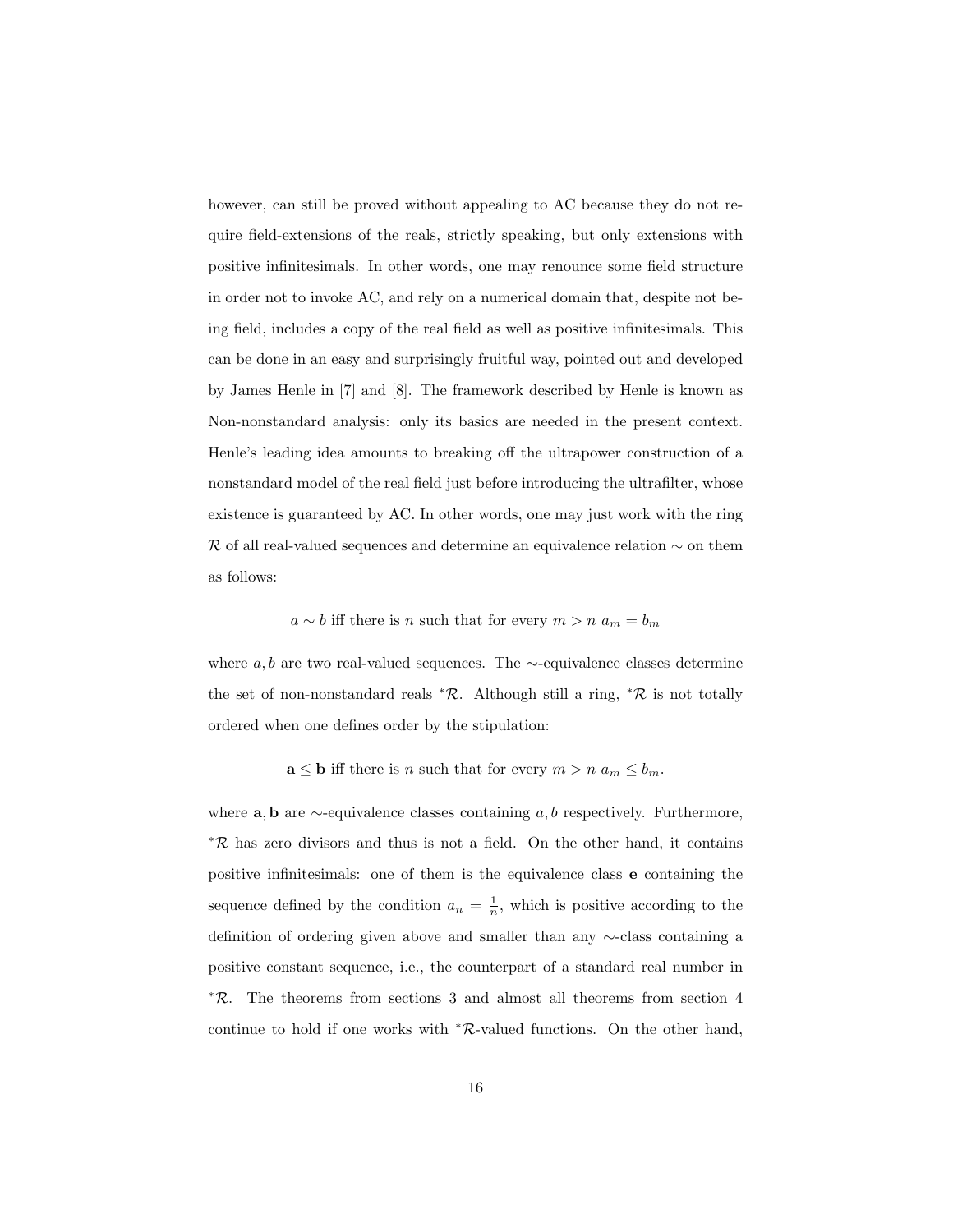however, can still be proved without appealing to AC because they do not require field-extensions of the reals, strictly speaking, but only extensions with positive infinitesimals. In other words, one may renounce some field structure in order not to invoke AC, and rely on a numerical domain that, despite not being field, includes a copy of the real field as well as positive infinitesimals. This can be done in an easy and surprisingly fruitful way, pointed out and developed by James Henle in [7] and [8]. The framework described by Henle is known as Non-nonstandard analysis: only its basics are needed in the present context. Henle's leading idea amounts to breaking off the ultrapower construction of a nonstandard model of the real field just before introducing the ultrafilter, whose existence is guaranteed by AC. In other words, one may just work with the ring $\mathcal{R}$ of all real-valued sequences and determine an equivalence relation $\sim$ on them as follows:

$$a \sim b \text{ iff there is } n \text{ such that for every } m > n \; a_m = b_m$$

where $a, b$ are two real-valued sequences. The $\sim$-equivalence classes determine the set of non-nonstandard reals ${}^*\mathcal{R}$. Although still a ring, ${}^*\mathcal{R}$ is not totally ordered when one defines order by the stipulation:

$$\mathbf{a} \leq \mathbf{b} \text{ iff there is } n \text{ such that for every } m > n \; a_m \leq b_m.$$

where $\mathbf{a}, \mathbf{b}$ are $\sim$-equivalence classes containing $a, b$ respectively. Furthermore, ${}^*\mathcal{R}$ has zero divisors and thus is not a field. On the other hand, it contains positive infinitesimals: one of them is the equivalence class $\mathbf{e}$ containing the sequence defined by the condition $a_n = \frac{1}{n}$, which is positive according to the definition of ordering given above and smaller than any $\sim$-class containing a positive constant sequence, i.e., the counterpart of a standard real number in ${}^*\mathcal{R}$. The theorems from sections 3 and almost all theorems from section 4 continue to hold if one works with ${}^*\mathcal{R}$-valued functions. On the other hand,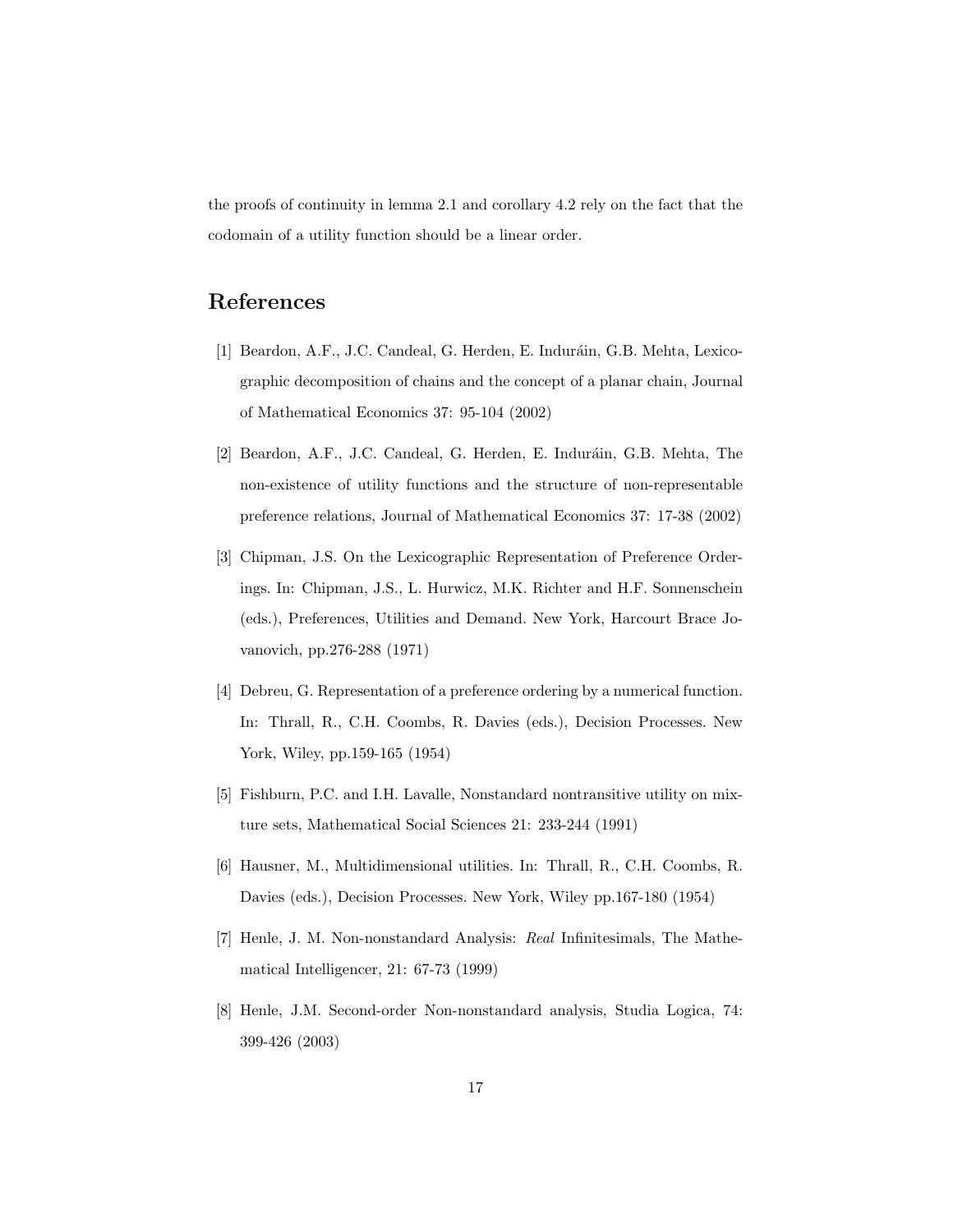the proofs of continuity in lemma 2.1 and corollary 4.2 rely on the fact that the codomain of a utility function should be a linear order.

## References

[1] Beardon, A.F., J.C. Candeal, G. Herden, E. Induráin, G.B. Mehta, Lexicographic decomposition of chains and the concept of a planar chain, Journal of Mathematical Economics 37: 95-104 (2002)

[2] Beardon, A.F., J.C. Candeal, G. Herden, E. Induráin, G.B. Mehta, The non-existence of utility functions and the structure of non-representable preference relations, Journal of Mathematical Economics 37: 17-38 (2002)

[3] Chipman, J.S. On the Lexicographic Representation of Preference Orderings. In: Chipman, J.S., L. Hurwicz, M.K. Richter and H.F. Sonnenschein (eds.), Preferences, Utilities and Demand. New York, Harcourt Brace Jovanovich, pp.276-288 (1971)

[4] Debreu, G. Representation of a preference ordering by a numerical function. In: Thrall, R., C.H. Coombs, R. Davies (eds.), Decision Processes. New York, Wiley, pp.159-165 (1954)

[5] Fishburn, P.C. and I.H. Lavalle, Nonstandard nontransitive utility on mixture sets, Mathematical Social Sciences 21: 233-244 (1991)

[6] Hausner, M., Multidimensional utilities. In: Thrall, R., C.H. Coombs, R. Davies (eds.), Decision Processes. New York, Wiley pp.167-180 (1954)

[7] Henle, J. M. Non-nonstandard Analysis: *Real* Infinitesimals, The Mathematical Intelligencer, 21: 67-73 (1999)

[8] Henle, J.M. Second-order Non-nonstandard analysis, Studia Logica, 74: 399-426 (2003)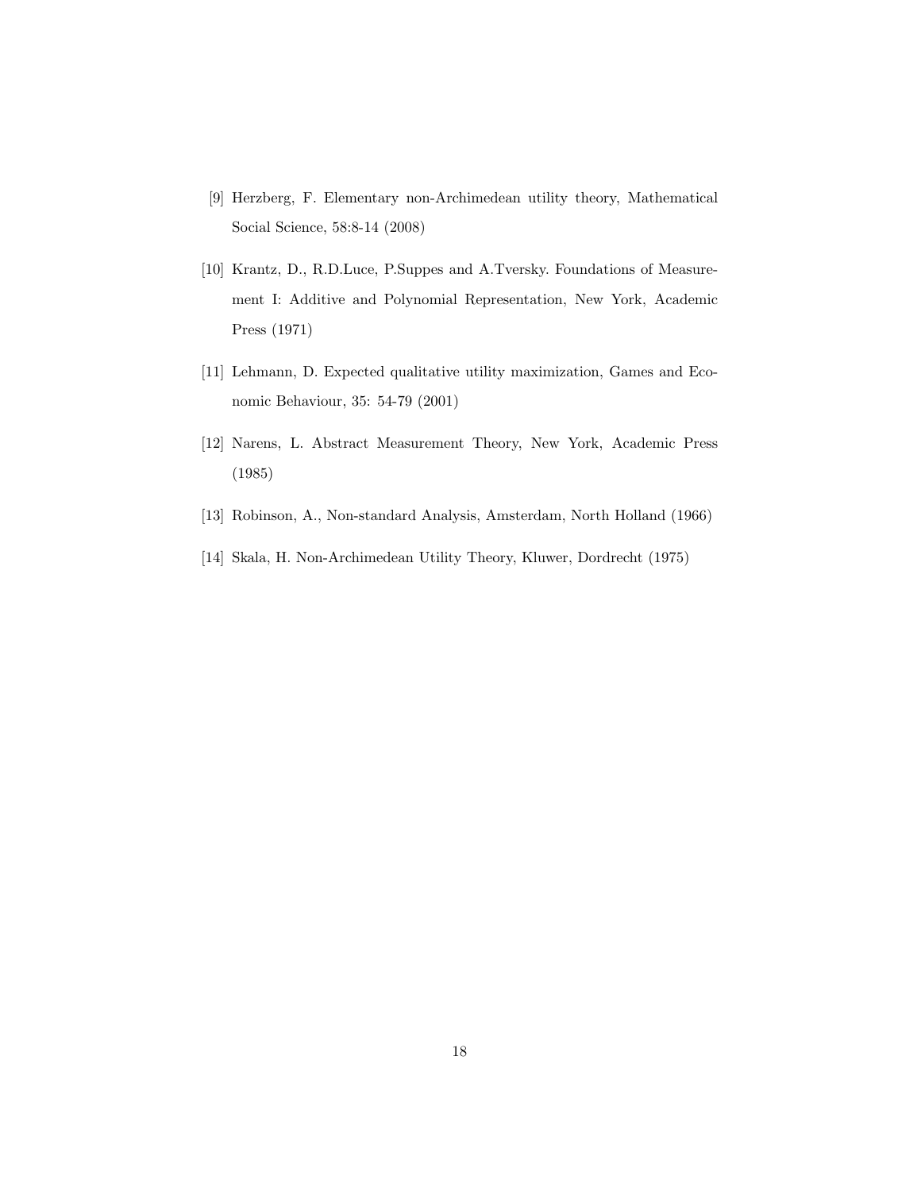[9] Herzberg, F. Elementary non-Archimedean utility theory, Mathematical Social Science, 58:8-14 (2008)

[10] Krantz, D., R.D.Luce, P.Suppes and A.Tversky. Foundations of Measurement I: Additive and Polynomial Representation, New York, Academic Press (1971)

[11] Lehmann, D. Expected qualitative utility maximization, Games and Economic Behaviour, 35: 54-79 (2001)

[12] Narens, L. Abstract Measurement Theory, New York, Academic Press (1985)

[13] Robinson, A., Non-standard Analysis, Amsterdam, North Holland (1966)

[14] Skala, H. Non-Archimedean Utility Theory, Kluwer, Dordrecht (1975)